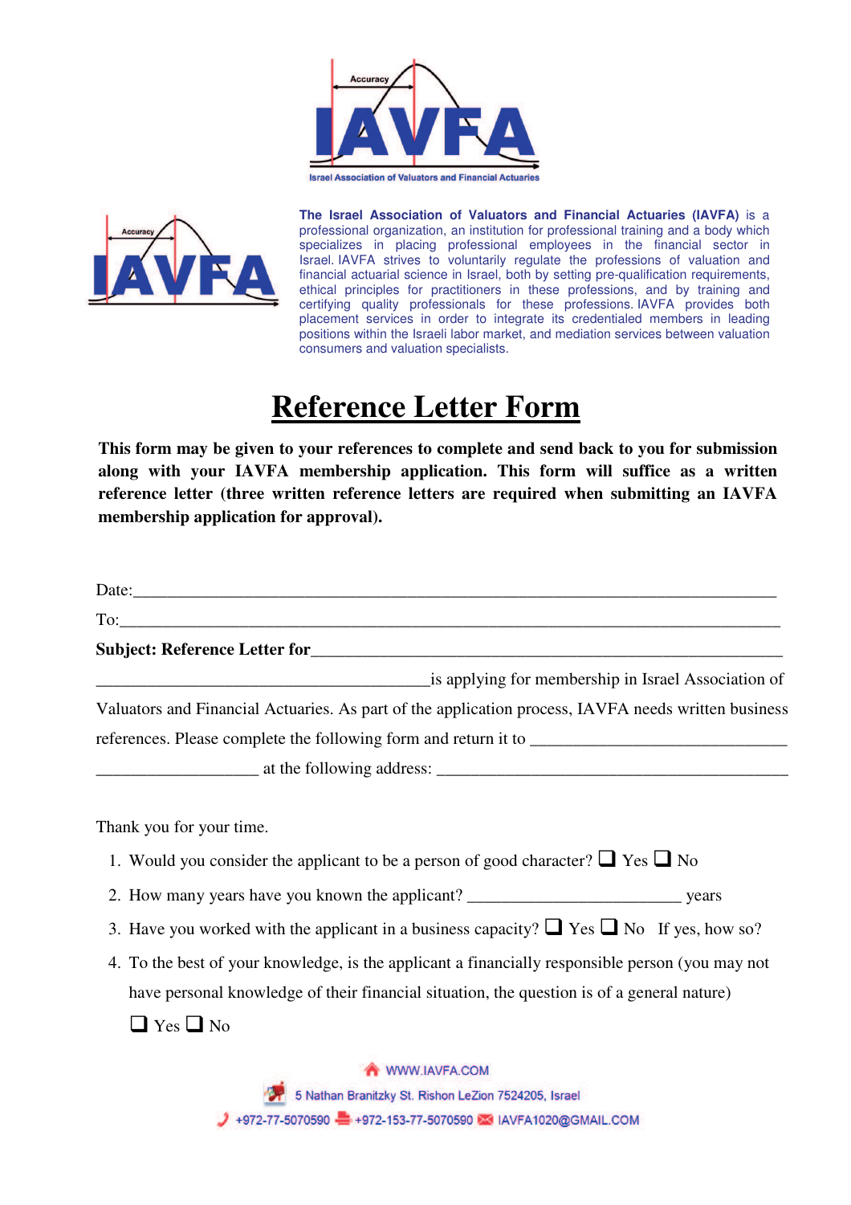IAVFA

Israel Association of Valuators and Financial Actuaries

**The Israel Association of Valuators and Financial Actuaries (IAVFA)** is a professional organization, an institution for professional training and a body which specializes in placing professional employees in the financial sector in Israel. IAVFA strives to voluntarily regulate the professions of valuation and financial actuarial science in Israel, both by setting pre-qualification requirements, ethical principles for practitioners in these professions, and by training and certifying quality professionals for these professions. IAVFA provides both placement services in order to integrate its credentialed members in leading positions within the Israeli labor market, and mediation services between valuation consumers and valuation specialists.

# Reference Letter Form

**This form may be given to your references to complete and send back to you for submission along with your IAVFA membership application. This form will suffice as a written reference letter (three written reference letters are required when submitting an IAVFA membership application for approval).**

Date:___________________________________________________________________________

To:_____________________________________________________________________________

**Subject: Reference Letter for**_________________________________________________________

________________________________________is applying for membership in Israel Association of Valuators and Financial Actuaries. As part of the application process, IAVFA needs written business references. Please complete the following form and return it to ______________________________ ___________________ at the following address: __________________________________________

Thank you for your time.

1. Would you consider the applicant to be a person of good character? ❑ Yes ❑ No
2. How many years have you known the applicant? _________________________ years
3. Have you worked with the applicant in a business capacity? ❑ Yes ❑ No If yes, how so?
4. To the best of your knowledge, is the applicant a financially responsible person (you may not have personal knowledge of their financial situation, the question is of a general nature)

   ❑ Yes ❑ No

WWW.IAVFA.COM

5 Nathan Branitzky St. Rishon LeZion 7524205, Israel

+972-77-5070590 +972-153-77-5070590 IAVFA1020@GMAIL.COM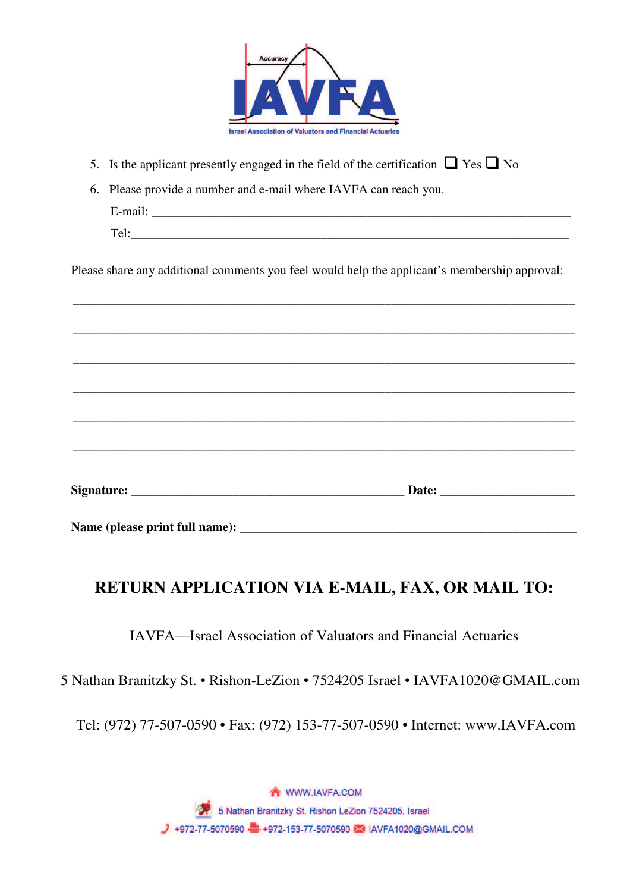5. Is the applicant presently engaged in the field of the certification ❑ Yes ❑ No
6. Please provide a number and e-mail where IAVFA can reach you.

   E-mail: ______________________________________________________________

   Tel:________________________________________________________________

Please share any additional comments you feel would help the applicant's membership approval:

_____________________________________________________________________________

_____________________________________________________________________________

_____________________________________________________________________________

_____________________________________________________________________________

_____________________________________________________________________________

_____________________________________________________________________________

**Signature:** ___________________________________________ **Date:** _____________________

**Name (please print full name):** _____________________________________________________

## RETURN APPLICATION VIA E-MAIL, FAX, OR MAIL TO:

IAVFA—Israel Association of Valuators and Financial Actuaries

5 Nathan Branitzky St. • Rishon-LeZion • 7524205 Israel • IAVFA1020@GMAIL.com

Tel: (972) 77-507-0590 • Fax: (972) 153-77-507-0590 • Internet: www.IAVFA.com